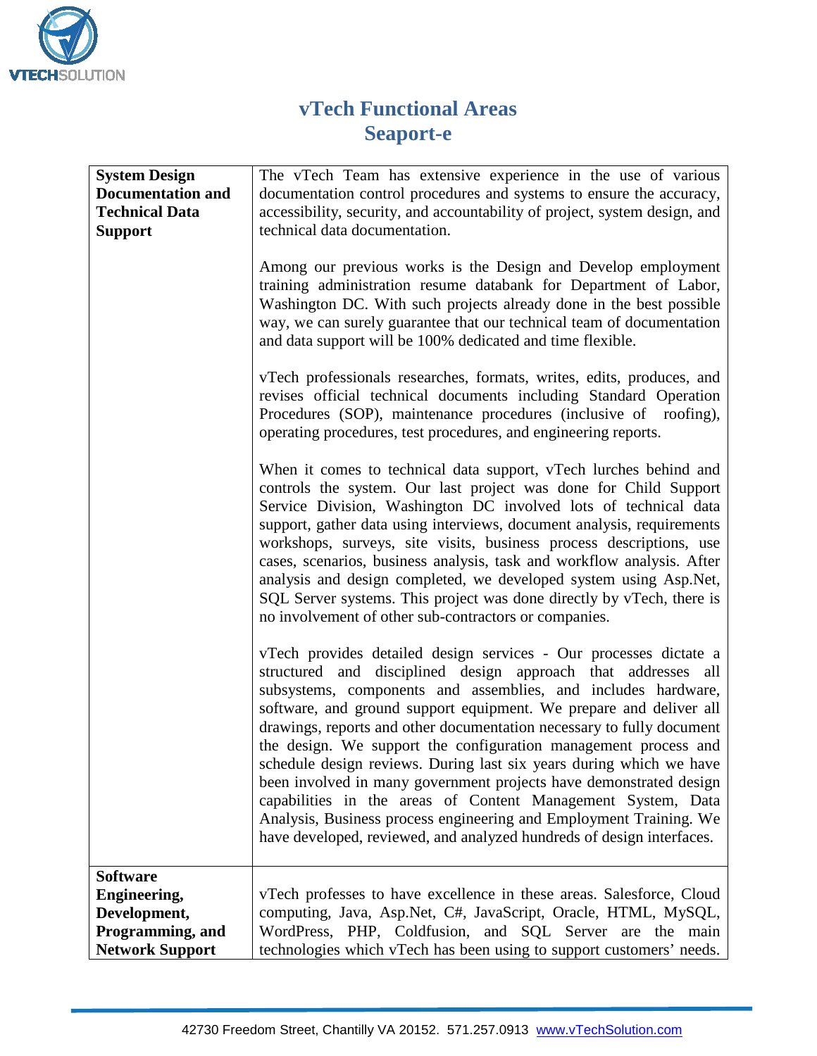# vTech Functional Areas
## Seaport-e

| | |
|---|---|
| **System Design Documentation and Technical Data Support** | The vTech Team has extensive experience in the use of various documentation control procedures and systems to ensure the accuracy, accessibility, security, and accountability of project, system design, and technical data documentation.<br><br>Among our previous works is the Design and Develop employment training administration resume databank for Department of Labor, Washington DC. With such projects already done in the best possible way, we can surely guarantee that our technical team of documentation and data support will be 100% dedicated and time flexible.<br><br>vTech professionals researches, formats, writes, edits, produces, and revises official technical documents including Standard Operation Procedures (SOP), maintenance procedures (inclusive of roofing), operating procedures, test procedures, and engineering reports.<br><br>When it comes to technical data support, vTech lurches behind and controls the system. Our last project was done for Child Support Service Division, Washington DC involved lots of technical data support, gather data using interviews, document analysis, requirements workshops, surveys, site visits, business process descriptions, use cases, scenarios, business analysis, task and workflow analysis. After analysis and design completed, we developed system using Asp.Net, SQL Server systems. This project was done directly by vTech, there is no involvement of other sub-contractors or companies.<br><br>vTech provides detailed design services - Our processes dictate a structured and disciplined design approach that addresses all subsystems, components and assemblies, and includes hardware, software, and ground support equipment. We prepare and deliver all drawings, reports and other documentation necessary to fully document the design. We support the configuration management process and schedule design reviews. During last six years during which we have been involved in many government projects have demonstrated design capabilities in the areas of Content Management System, Data Analysis, Business process engineering and Employment Training. We have developed, reviewed, and analyzed hundreds of design interfaces. |
| **Software Engineering, Development, Programming, and Network Support** | vTech professes to have excellence in these areas. Salesforce, Cloud computing, Java, Asp.Net, C#, JavaScript, Oracle, HTML, MySQL, WordPress, PHP, Coldfusion, and SQL Server are the main technologies which vTech has been using to support customers' needs. |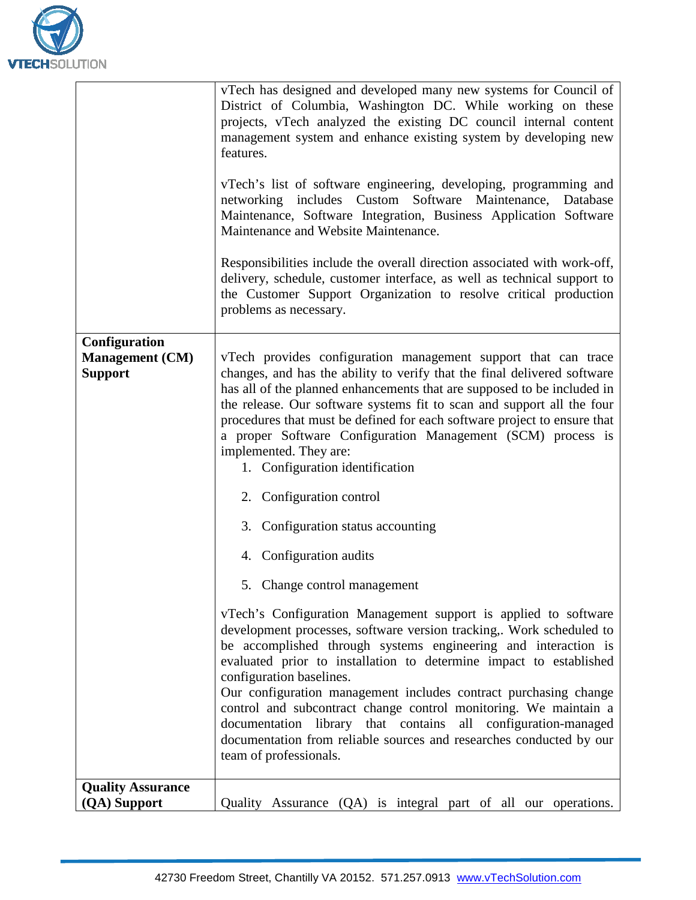| | |
|---|---|
| | vTech has designed and developed many new systems for Council of District of Columbia, Washington DC. While working on these projects, vTech analyzed the existing DC council internal content management system and enhance existing system by developing new features.<br><br>vTech's list of software engineering, developing, programming and networking includes Custom Software Maintenance, Database Maintenance, Software Integration, Business Application Software Maintenance and Website Maintenance.<br><br>Responsibilities include the overall direction associated with work-off, delivery, schedule, customer interface, as well as technical support to the Customer Support Organization to resolve critical production problems as necessary. |
| **Configuration Management (CM) Support** | vTech provides configuration management support that can trace changes, and has the ability to verify that the final delivered software has all of the planned enhancements that are supposed to be included in the release. Our software systems fit to scan and support all the four procedures that must be defined for each software project to ensure that a proper Software Configuration Management (SCM) process is implemented. They are:<br>1. Configuration identification<br>2. Configuration control<br>3. Configuration status accounting<br>4. Configuration audits<br>5. Change control management<br><br>vTech's Configuration Management support is applied to software development processes, software version tracking,. Work scheduled to be accomplished through systems engineering and interaction is evaluated prior to installation to determine impact to established configuration baselines.<br>Our configuration management includes contract purchasing change control and subcontract change control monitoring. We maintain a documentation library that contains all configuration-managed documentation from reliable sources and researches conducted by our team of professionals. |
| **Quality Assurance (QA) Support** | Quality Assurance (QA) is integral part of all our operations. |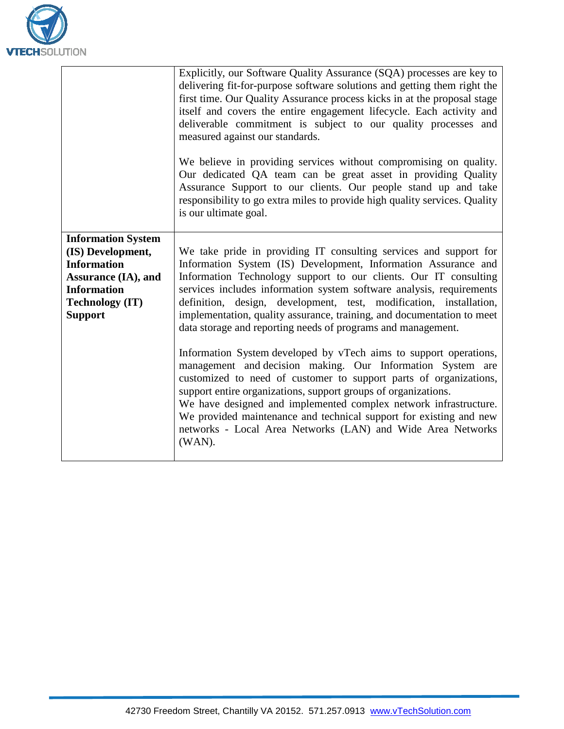| | |
|---|---|
| | Explicitly, our Software Quality Assurance (SQA) processes are key to delivering fit-for-purpose software solutions and getting them right the first time. Our Quality Assurance process kicks in at the proposal stage itself and covers the entire engagement lifecycle. Each activity and deliverable commitment is subject to our quality processes and measured against our standards.<br><br>We believe in providing services without compromising on quality. Our dedicated QA team can be great asset in providing Quality Assurance Support to our clients. Our people stand up and take responsibility to go extra miles to provide high quality services. Quality is our ultimate goal. |
| **Information System (IS) Development, Information Assurance (IA), and Information Technology (IT) Support** | We take pride in providing IT consulting services and support for Information System (IS) Development, Information Assurance and Information Technology support to our clients. Our IT consulting services includes information system software analysis, requirements definition, design, development, test, modification, installation, implementation, quality assurance, training, and documentation to meet data storage and reporting needs of programs and management.<br><br>Information System developed by vTech aims to support operations, management and decision making. Our Information System are customized to need of customer to support parts of organizations, support entire organizations, support groups of organizations.<br>We have designed and implemented complex network infrastructure. We provided maintenance and technical support for existing and new networks - Local Area Networks (LAN) and Wide Area Networks (WAN). |